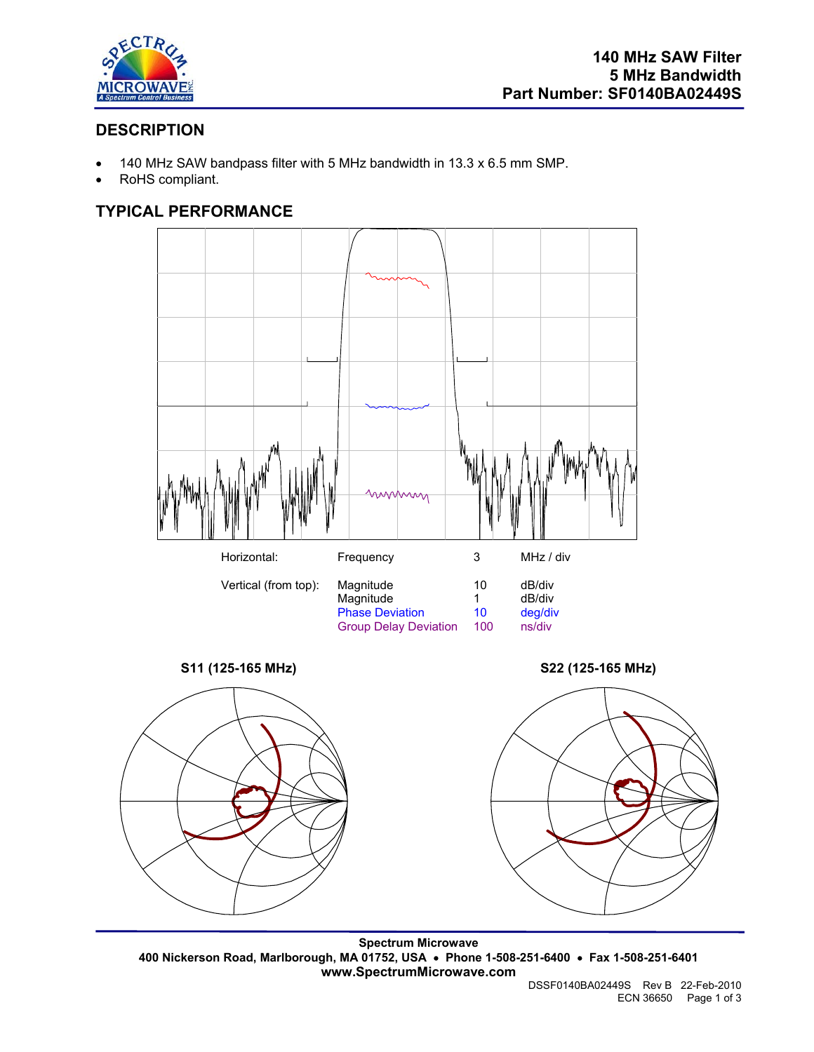# 140 MHz SAW Filter
# 5 MHz Bandwidth
# Part Number: SF0140BA02449S

## DESCRIPTION

- 140 MHz SAW bandpass filter with 5 MHz bandwidth in 13.3 x 6.5 mm SMP.
- RoHS compliant.

## TYPICAL PERFORMANCE

| | | | |
|---|---|---|---|
| Horizontal: | Frequency | 3 | MHz / div |
| Vertical (from top): | Magnitude | 10 | dB/div |
| | Magnitude | 1 | dB/div |
| | Phase Deviation | 10 | deg/div |
| | Group Delay Deviation | 100 | ns/div |

**S11 (125-165 MHz)**

**S22 (125-165 MHz)**

**Spectrum Microwave**
**400 Nickerson Road, Marlborough, MA 01752, USA • Phone 1-508-251-6400 • Fax 1-508-251-6401**
**www.SpectrumMicrowave.com**

DSSF0140BA02449S Rev B 22-Feb-2010
ECN 36650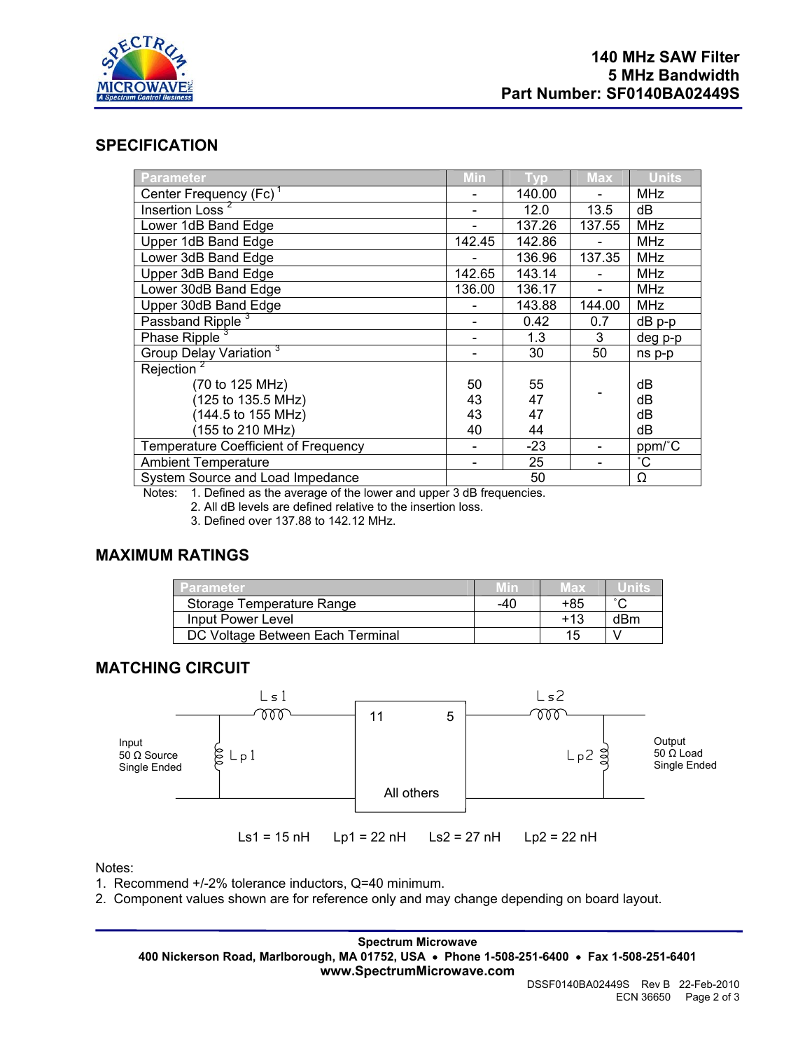# 140 MHz SAW Filter
## 5 MHz Bandwidth
## Part Number: SF0140BA02449S

## SPECIFICATION

| Parameter | Min | Typ | Max | Units |
|---|---|---|---|---|
| Center Frequency (Fc) [1] | - | 140.00 | - | MHz |
| Insertion Loss [2] | - | 12.0 | 13.5 | dB |
| Lower 1dB Band Edge | - | 137.26 | 137.55 | MHz |
| Upper 1dB Band Edge | 142.45 | 142.86 | - | MHz |
| Lower 3dB Band Edge | - | 136.96 | 137.35 | MHz |
| Upper 3dB Band Edge | 142.65 | 143.14 | - | MHz |
| Lower 30dB Band Edge | 136.00 | 136.17 | - | MHz |
| Upper 30dB Band Edge | - | 143.88 | 144.00 | MHz |
| Passband Ripple [3] | - | 0.42 | 0.7 | dB p-p |
| Phase Ripple [3] | - | 1.3 | 3 | deg p-p |
| Group Delay Variation [3] | - | 30 | 50 | ns p-p |
| Rejection [2] | | | | |
| (70 to 125 MHz) | 50 | 55 | - | dB |
| (125 to 135.5 MHz) | 43 | 47 | | dB |
| (144.5 to 155 MHz) | 43 | 47 | | dB |
| (155 to 210 MHz) | 40 | 44 | | dB |
| Temperature Coefficient of Frequency | - | -23 | - | ppm/˚C |
| Ambient Temperature | - | 25 | - | ˚C |
| System Source and Load Impedance | | 50 | | Ω |

Notes:
1. Defined as the average of the lower and upper 3 dB frequencies.
2. All dB levels are defined relative to the insertion loss.
3. Defined over 137.88 to 142.12 MHz.

## MAXIMUM RATINGS

| Parameter | Min | Max | Units |
|---|---|---|---|
| Storage Temperature Range | -40 | +85 | ˚C |
| Input Power Level | | +13 | dBm |
| DC Voltage Between Each Terminal | | 15 | V |

## MATCHING CIRCUIT

Input 50 Ω Source Single Ended — Ls1 / Lp1 — pin 11 | pin 5 — Ls2 / Lp2 — Output 50 Ω Load Single Ended; All others: ground

Ls1 = 15 nH  Lp1 = 22 nH  Ls2 = 27 nH  Lp2 = 22 nH

Notes:
1. Recommend +/-2% tolerance inductors, Q=40 minimum.
2. Component values shown are for reference only and may change depending on board layout.

**Spectrum Microwave**
**400 Nickerson Road, Marlborough, MA 01752, USA • Phone 1-508-251-6400 • Fax 1-508-251-6401**
**www.SpectrumMicrowave.com**

DSSF0140BA02449S Rev B 22-Feb-2010
ECN 36650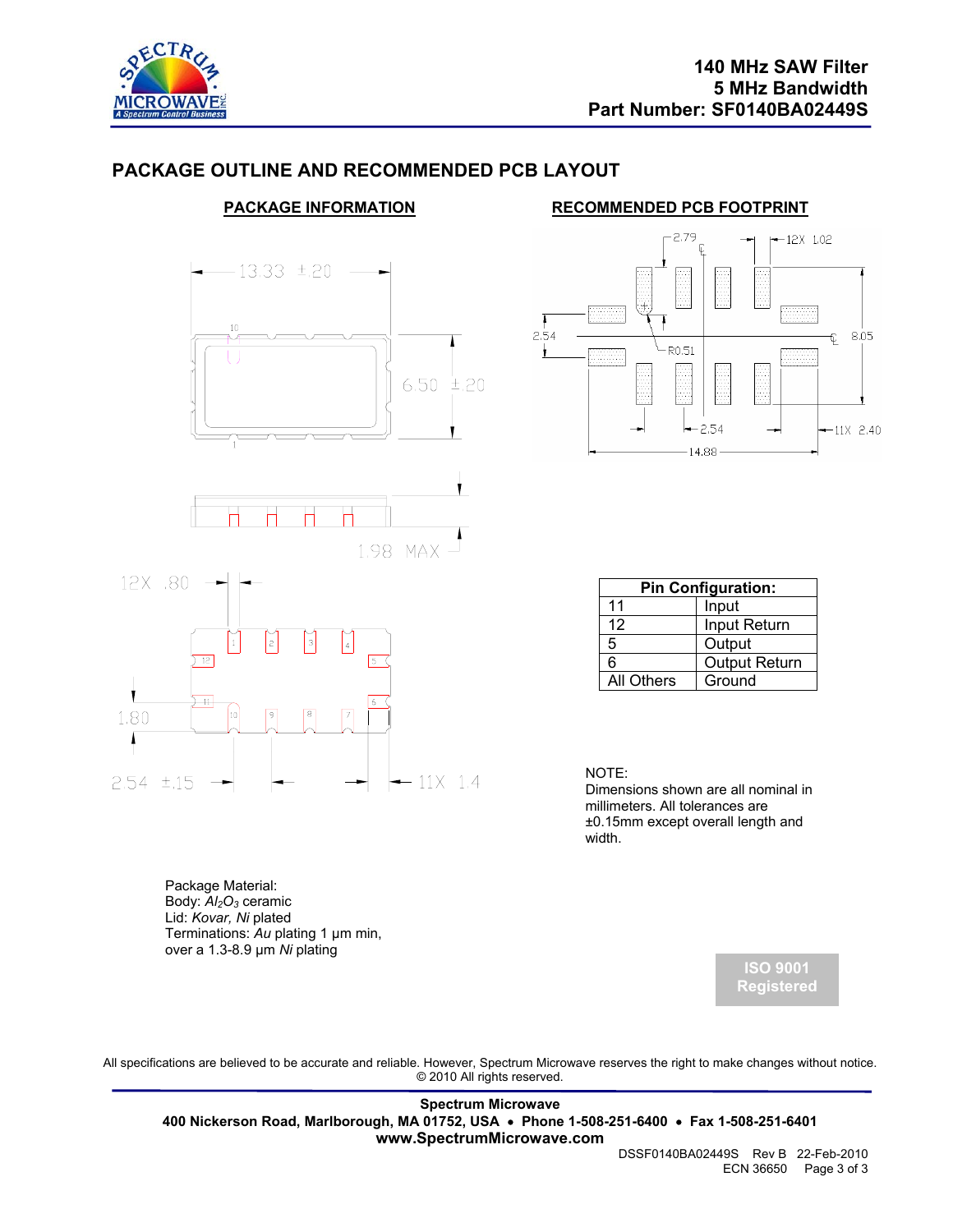## PACKAGE OUTLINE AND RECOMMENDED PCB LAYOUT

**PACKAGE INFORMATION**

13.33 ±.20

6.50 ±.20

1.98 MAX

12X .80

1.80

2.54 ±.15

11X 1.4

**RECOMMENDED PCB FOOTPRINT**

2.79

12X 1.02

2.54

R0.51

8.05

2.54

11X 2.40

14.88

| Pin Configuration: | |
|---|---|
| 11 | Input |
| 12 | Input Return |
| 5 | Output |
| 6 | Output Return |
| All Others | Ground |

NOTE:
Dimensions shown are all nominal in millimeters. All tolerances are ±0.15mm except overall length and width.

Package Material:
Body: $Al_2O_3$ ceramic
Lid: *Kovar, Ni* plated
Terminations: *Au* plating 1 µm min, over a 1.3-8.9 µm *Ni* plating

ISO 9001 Registered

All specifications are believed to be accurate and reliable. However, Spectrum Microwave reserves the right to make changes without notice.
© 2010 All rights reserved.

**Spectrum Microwave**
**400 Nickerson Road, Marlborough, MA 01752, USA • Phone 1-508-251-6400 • Fax 1-508-251-6401**
**www.SpectrumMicrowave.com**

DSSF0140BA02449S Rev B 22-Feb-2010
ECN 36650